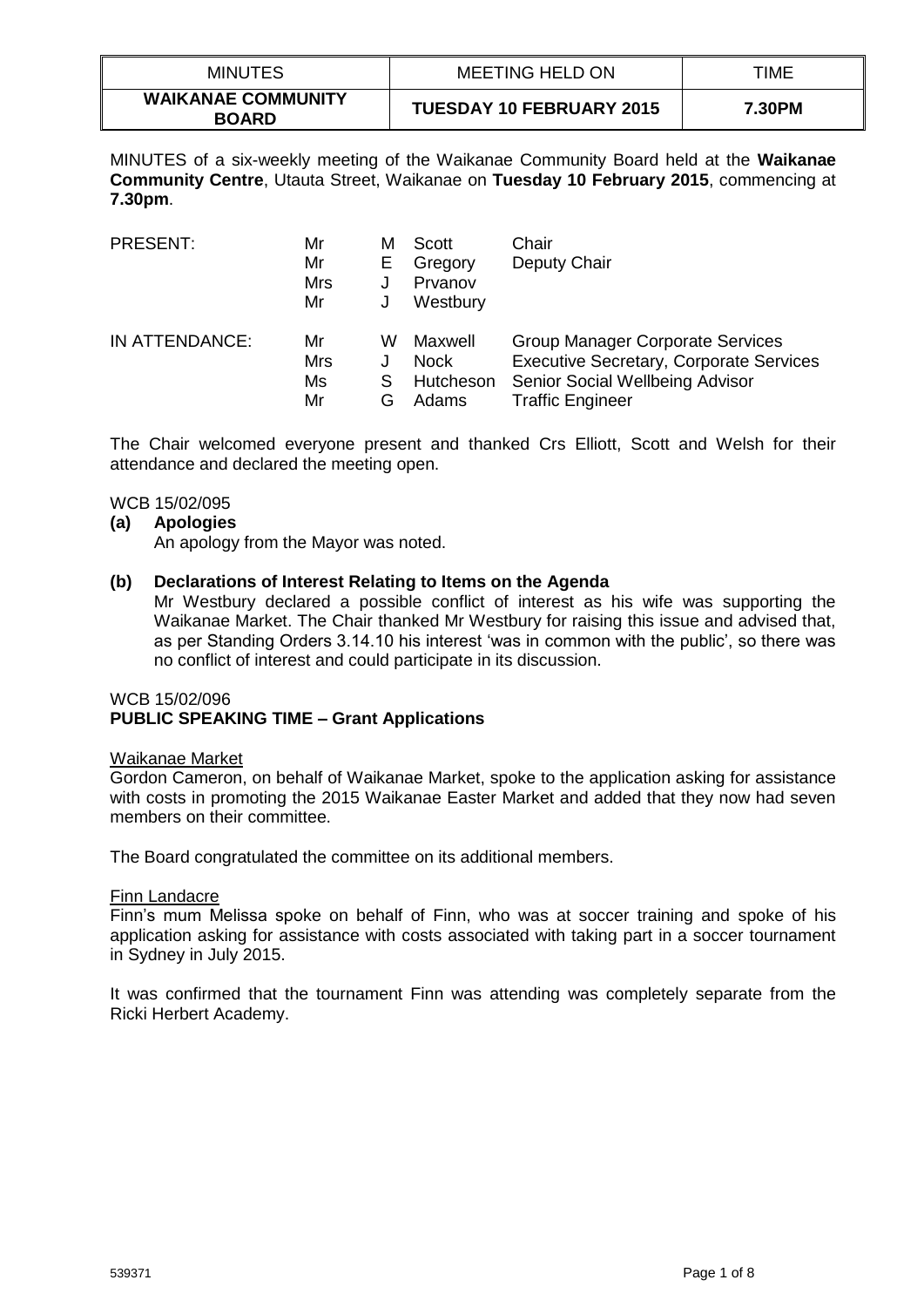| MINUTES | MEETING HELD ON | TIME |
|---|---|---|
| **WAIKANAE COMMUNITY BOARD** | **TUESDAY 10 FEBRUARY 2015** | **7.30PM** |

MINUTES of a six-weekly meeting of the Waikanae Community Board held at the **Waikanae Community Centre**, Utauta Street, Waikanae on **Tuesday 10 February 2015**, commencing at **7.30pm**.

| | | | | |
|---|---|---|---|---|
| PRESENT: | Mr | M | Scott | Chair |
| | Mr | E | Gregory | Deputy Chair |
| | Mrs | J | Prvanov | |
| | Mr | J | Westbury | |
| IN ATTENDANCE: | Mr | W | Maxwell | Group Manager Corporate Services |
| | Mrs | J | Nock | Executive Secretary, Corporate Services |
| | Ms | S | Hutcheson | Senior Social Wellbeing Advisor |
| | Mr | G | Adams | Traffic Engineer |

The Chair welcomed everyone present and thanked Crs Elliott, Scott and Welsh for their attendance and declared the meeting open.

WCB 15/02/095

**(a) Apologies**

An apology from the Mayor was noted.

**(b) Declarations of Interest Relating to Items on the Agenda**

Mr Westbury declared a possible conflict of interest as his wife was supporting the Waikanae Market. The Chair thanked Mr Westbury for raising this issue and advised that, as per Standing Orders 3.14.10 his interest 'was in common with the public', so there was no conflict of interest and could participate in its discussion.

WCB 15/02/096

**PUBLIC SPEAKING TIME – Grant Applications**

Waikanae Market

Gordon Cameron, on behalf of Waikanae Market, spoke to the application asking for assistance with costs in promoting the 2015 Waikanae Easter Market and added that they now had seven members on their committee.

The Board congratulated the committee on its additional members.

Finn Landacre

Finn's mum Melissa spoke on behalf of Finn, who was at soccer training and spoke of his application asking for assistance with costs associated with taking part in a soccer tournament in Sydney in July 2015.

It was confirmed that the tournament Finn was attending was completely separate from the Ricki Herbert Academy.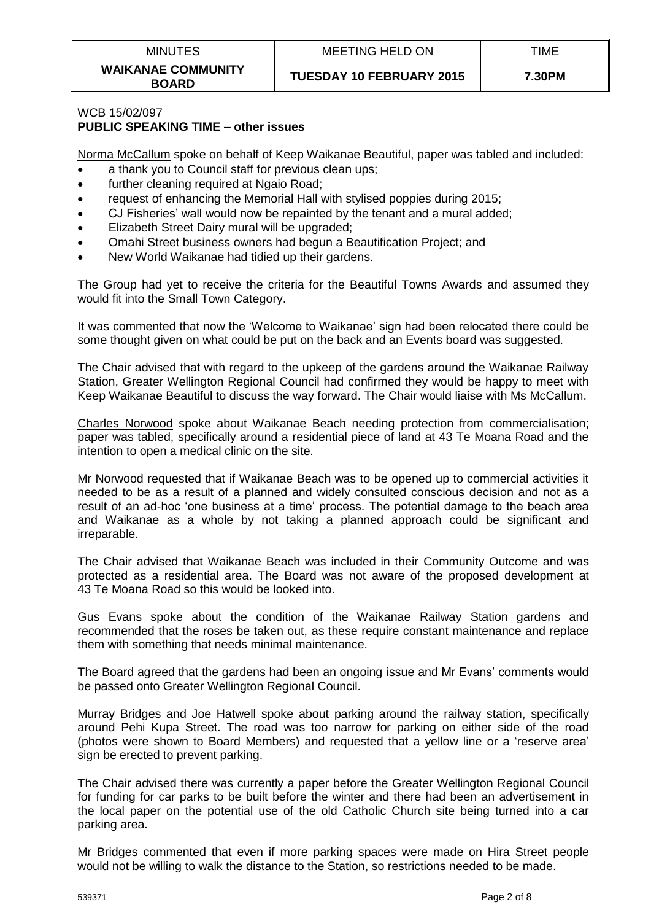WCB 15/02/097
**PUBLIC SPEAKING TIME – other issues**

Norma McCallum spoke on behalf of Keep Waikanae Beautiful, paper was tabled and included:

- a thank you to Council staff for previous clean ups;
- further cleaning required at Ngaio Road;
- request of enhancing the Memorial Hall with stylised poppies during 2015;
- CJ Fisheries' wall would now be repainted by the tenant and a mural added;
- Elizabeth Street Dairy mural will be upgraded;
- Omahi Street business owners had begun a Beautification Project; and
- New World Waikanae had tidied up their gardens.

The Group had yet to receive the criteria for the Beautiful Towns Awards and assumed they would fit into the Small Town Category.

It was commented that now the 'Welcome to Waikanae' sign had been relocated there could be some thought given on what could be put on the back and an Events board was suggested.

The Chair advised that with regard to the upkeep of the gardens around the Waikanae Railway Station, Greater Wellington Regional Council had confirmed they would be happy to meet with Keep Waikanae Beautiful to discuss the way forward. The Chair would liaise with Ms McCallum.

Charles Norwood spoke about Waikanae Beach needing protection from commercialisation; paper was tabled, specifically around a residential piece of land at 43 Te Moana Road and the intention to open a medical clinic on the site.

Mr Norwood requested that if Waikanae Beach was to be opened up to commercial activities it needed to be as a result of a planned and widely consulted conscious decision and not as a result of an ad-hoc 'one business at a time' process. The potential damage to the beach area and Waikanae as a whole by not taking a planned approach could be significant and irreparable.

The Chair advised that Waikanae Beach was included in their Community Outcome and was protected as a residential area. The Board was not aware of the proposed development at 43 Te Moana Road so this would be looked into.

Gus Evans spoke about the condition of the Waikanae Railway Station gardens and recommended that the roses be taken out, as these require constant maintenance and replace them with something that needs minimal maintenance.

The Board agreed that the gardens had been an ongoing issue and Mr Evans' comments would be passed onto Greater Wellington Regional Council.

Murray Bridges and Joe Hatwell spoke about parking around the railway station, specifically around Pehi Kupa Street. The road was too narrow for parking on either side of the road (photos were shown to Board Members) and requested that a yellow line or a 'reserve area' sign be erected to prevent parking.

The Chair advised there was currently a paper before the Greater Wellington Regional Council for funding for car parks to be built before the winter and there had been an advertisement in the local paper on the potential use of the old Catholic Church site being turned into a car parking area.

Mr Bridges commented that even if more parking spaces were made on Hira Street people would not be willing to walk the distance to the Station, so restrictions needed to be made.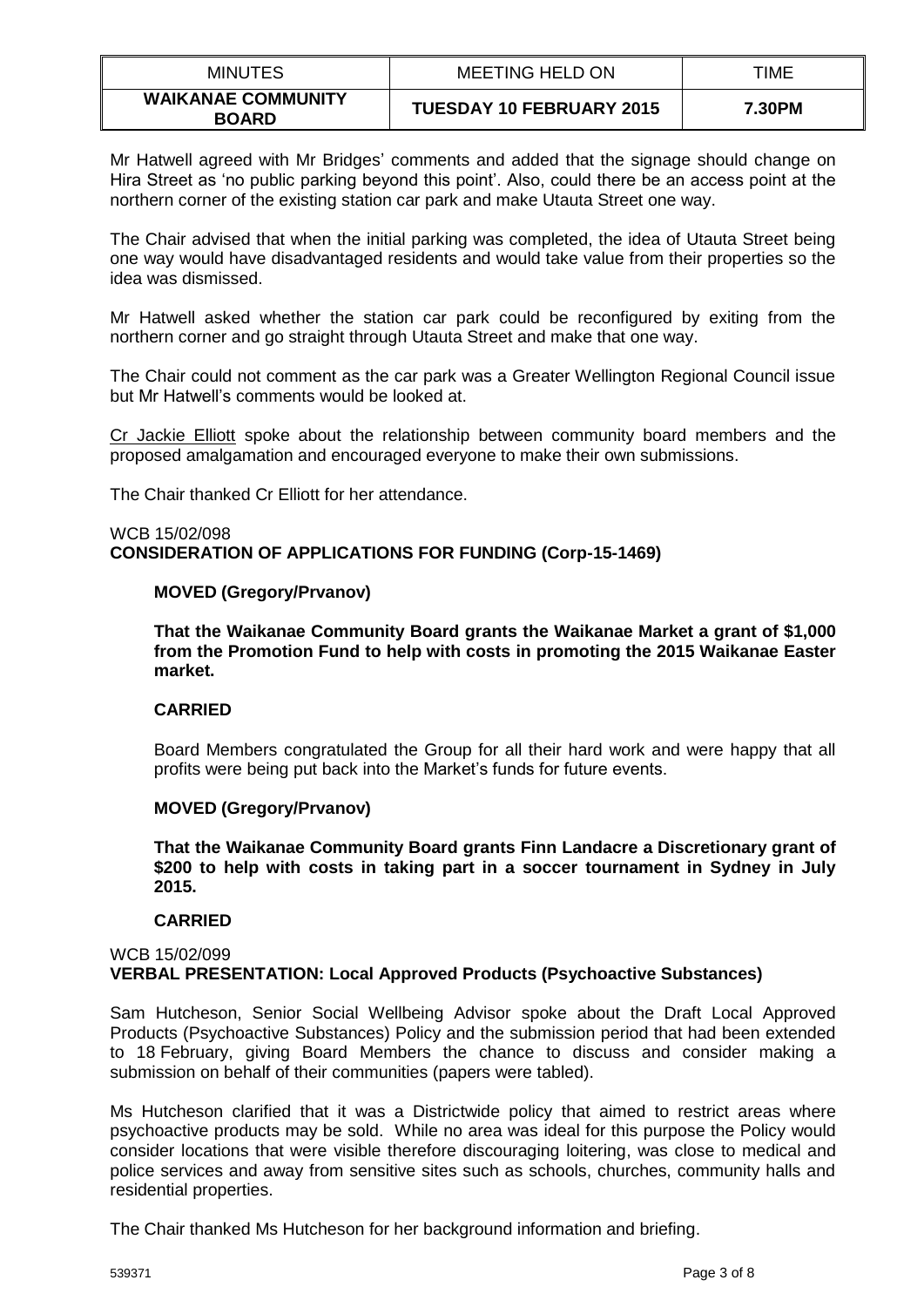Mr Hatwell agreed with Mr Bridges' comments and added that the signage should change on Hira Street as 'no public parking beyond this point'. Also, could there be an access point at the northern corner of the existing station car park and make Utauta Street one way.

The Chair advised that when the initial parking was completed, the idea of Utauta Street being one way would have disadvantaged residents and would take value from their properties so the idea was dismissed.

Mr Hatwell asked whether the station car park could be reconfigured by exiting from the northern corner and go straight through Utauta Street and make that one way.

The Chair could not comment as the car park was a Greater Wellington Regional Council issue but Mr Hatwell's comments would be looked at.

Cr Jackie Elliott spoke about the relationship between community board members and the proposed amalgamation and encouraged everyone to make their own submissions.

The Chair thanked Cr Elliott for her attendance.

WCB 15/02/098
**CONSIDERATION OF APPLICATIONS FOR FUNDING (Corp-15-1469)**

**MOVED (Gregory/Prvanov)**

**That the Waikanae Community Board grants the Waikanae Market a grant of $1,000 from the Promotion Fund to help with costs in promoting the 2015 Waikanae Easter market.**

**CARRIED**

Board Members congratulated the Group for all their hard work and were happy that all profits were being put back into the Market's funds for future events.

**MOVED (Gregory/Prvanov)**

**That the Waikanae Community Board grants Finn Landacre a Discretionary grant of $200 to help with costs in taking part in a soccer tournament in Sydney in July 2015.**

**CARRIED**

WCB 15/02/099
**VERBAL PRESENTATION: Local Approved Products (Psychoactive Substances)**

Sam Hutcheson, Senior Social Wellbeing Advisor spoke about the Draft Local Approved Products (Psychoactive Substances) Policy and the submission period that had been extended to 18 February, giving Board Members the chance to discuss and consider making a submission on behalf of their communities (papers were tabled).

Ms Hutcheson clarified that it was a Districtwide policy that aimed to restrict areas where psychoactive products may be sold. While no area was ideal for this purpose the Policy would consider locations that were visible therefore discouraging loitering, was close to medical and police services and away from sensitive sites such as schools, churches, community halls and residential properties.

The Chair thanked Ms Hutcheson for her background information and briefing.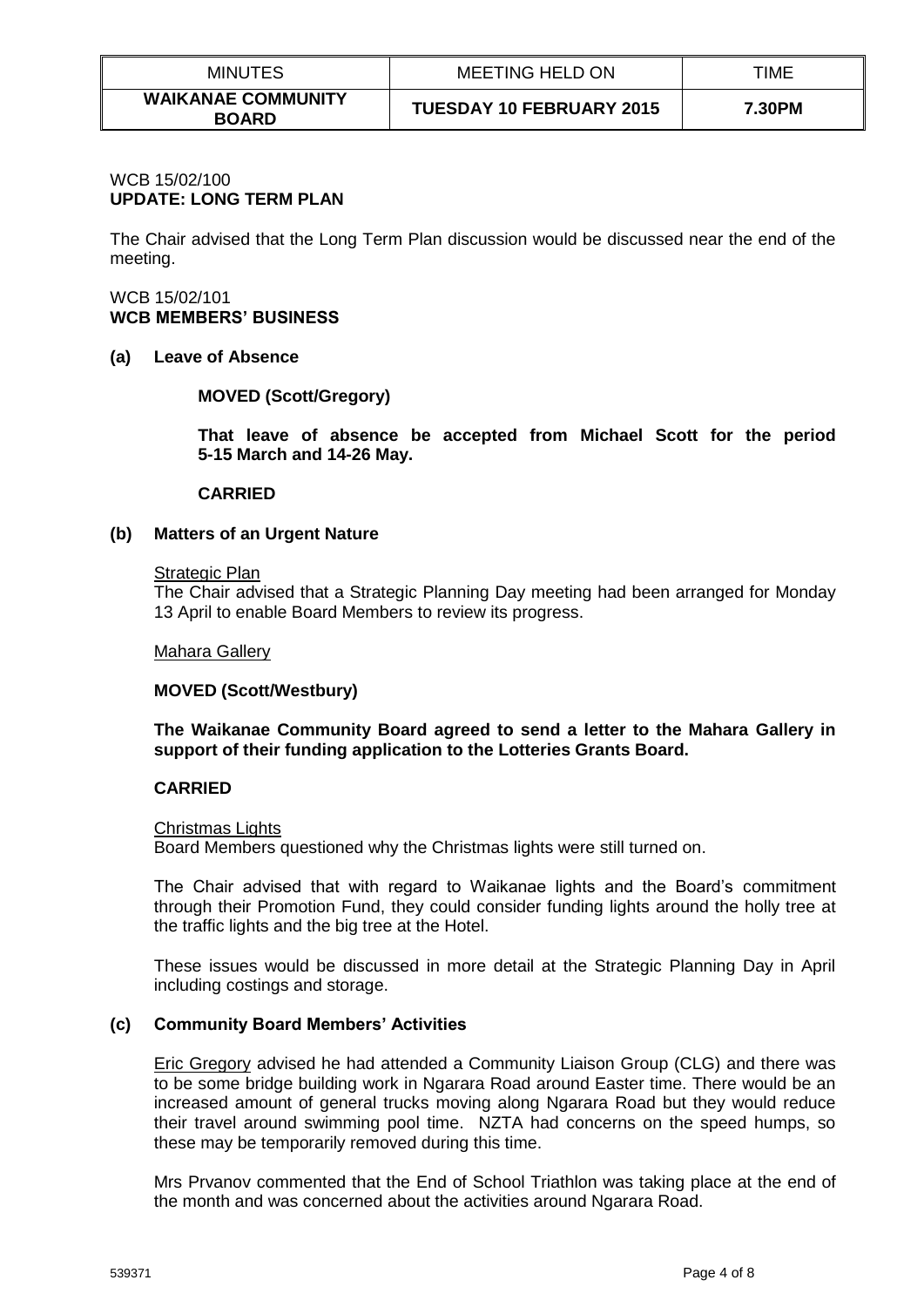WCB 15/02/100
**UPDATE: LONG TERM PLAN**

The Chair advised that the Long Term Plan discussion would be discussed near the end of the meeting.

WCB 15/02/101
**WCB MEMBERS' BUSINESS**

**(a) Leave of Absence**

**MOVED (Scott/Gregory)**

**That leave of absence be accepted from Michael Scott for the period 5-15 March and 14-26 May.**

**CARRIED**

**(b) Matters of an Urgent Nature**

Strategic Plan
The Chair advised that a Strategic Planning Day meeting had been arranged for Monday 13 April to enable Board Members to review its progress.

Mahara Gallery

**MOVED (Scott/Westbury)**

**The Waikanae Community Board agreed to send a letter to the Mahara Gallery in support of their funding application to the Lotteries Grants Board.**

**CARRIED**

Christmas Lights
Board Members questioned why the Christmas lights were still turned on.

The Chair advised that with regard to Waikanae lights and the Board's commitment through their Promotion Fund, they could consider funding lights around the holly tree at the traffic lights and the big tree at the Hotel.

These issues would be discussed in more detail at the Strategic Planning Day in April including costings and storage.

**(c) Community Board Members' Activities**

Eric Gregory advised he had attended a Community Liaison Group (CLG) and there was to be some bridge building work in Ngarara Road around Easter time. There would be an increased amount of general trucks moving along Ngarara Road but they would reduce their travel around swimming pool time. NZTA had concerns on the speed humps, so these may be temporarily removed during this time.

Mrs Prvanov commented that the End of School Triathlon was taking place at the end of the month and was concerned about the activities around Ngarara Road.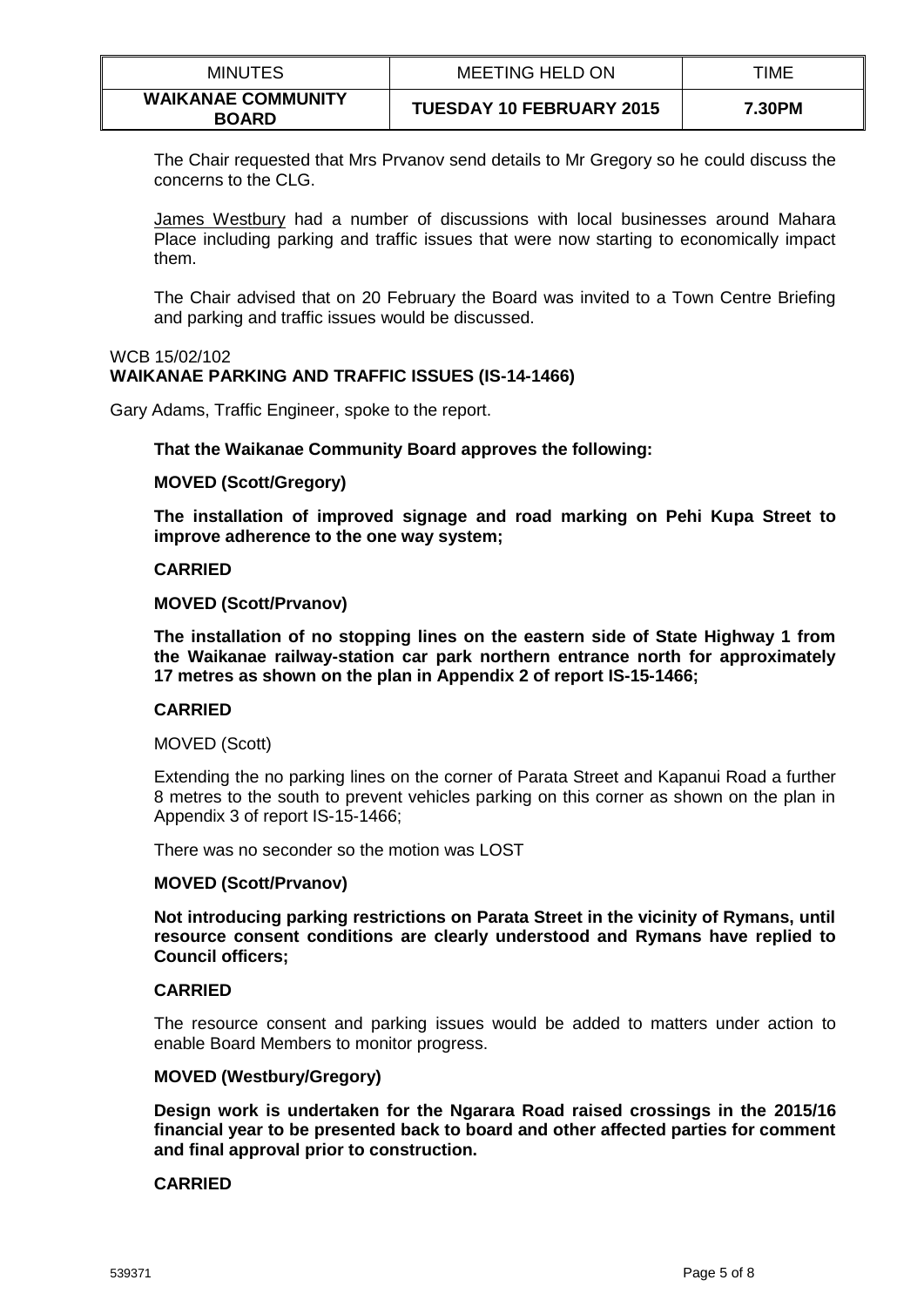The Chair requested that Mrs Prvanov send details to Mr Gregory so he could discuss the concerns to the CLG.

James Westbury had a number of discussions with local businesses around Mahara Place including parking and traffic issues that were now starting to economically impact them.

The Chair advised that on 20 February the Board was invited to a Town Centre Briefing and parking and traffic issues would be discussed.

WCB 15/02/102
**WAIKANAE PARKING AND TRAFFIC ISSUES (IS-14-1466)**

Gary Adams, Traffic Engineer, spoke to the report.

**That the Waikanae Community Board approves the following:**

**MOVED (Scott/Gregory)**

**The installation of improved signage and road marking on Pehi Kupa Street to improve adherence to the one way system;**

**CARRIED**

**MOVED (Scott/Prvanov)**

**The installation of no stopping lines on the eastern side of State Highway 1 from the Waikanae railway-station car park northern entrance north for approximately 17 metres as shown on the plan in Appendix 2 of report IS-15-1466;**

**CARRIED**

MOVED (Scott)

Extending the no parking lines on the corner of Parata Street and Kapanui Road a further 8 metres to the south to prevent vehicles parking on this corner as shown on the plan in Appendix 3 of report IS-15-1466;

There was no seconder so the motion was LOST

**MOVED (Scott/Prvanov)**

**Not introducing parking restrictions on Parata Street in the vicinity of Rymans, until resource consent conditions are clearly understood and Rymans have replied to Council officers;**

**CARRIED**

The resource consent and parking issues would be added to matters under action to enable Board Members to monitor progress.

**MOVED (Westbury/Gregory)**

**Design work is undertaken for the Ngarara Road raised crossings in the 2015/16 financial year to be presented back to board and other affected parties for comment and final approval prior to construction.**

**CARRIED**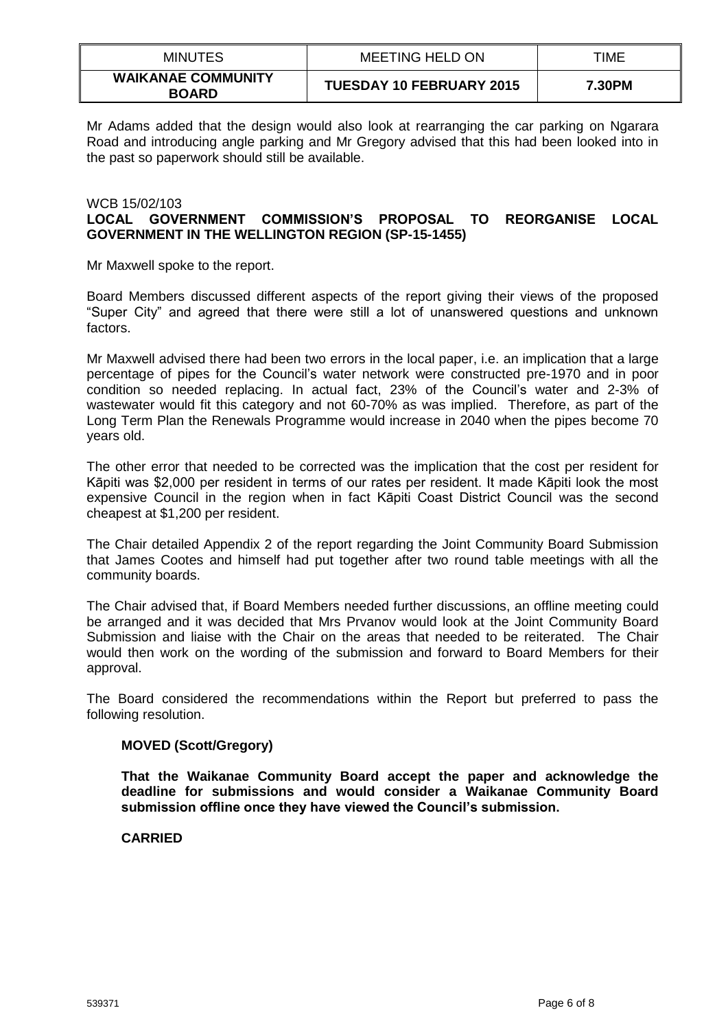Mr Adams added that the design would also look at rearranging the car parking on Ngarara Road and introducing angle parking and Mr Gregory advised that this had been looked into in the past so paperwork should still be available.

WCB 15/02/103

**LOCAL GOVERNMENT COMMISSION'S PROPOSAL TO REORGANISE LOCAL GOVERNMENT IN THE WELLINGTON REGION (SP-15-1455)**

Mr Maxwell spoke to the report.

Board Members discussed different aspects of the report giving their views of the proposed "Super City" and agreed that there were still a lot of unanswered questions and unknown factors.

Mr Maxwell advised there had been two errors in the local paper, i.e. an implication that a large percentage of pipes for the Council's water network were constructed pre-1970 and in poor condition so needed replacing. In actual fact, 23% of the Council's water and 2-3% of wastewater would fit this category and not 60-70% as was implied. Therefore, as part of the Long Term Plan the Renewals Programme would increase in 2040 when the pipes become 70 years old.

The other error that needed to be corrected was the implication that the cost per resident for Kāpiti was $2,000 per resident in terms of our rates per resident. It made Kāpiti look the most expensive Council in the region when in fact Kāpiti Coast District Council was the second cheapest at $1,200 per resident.

The Chair detailed Appendix 2 of the report regarding the Joint Community Board Submission that James Cootes and himself had put together after two round table meetings with all the community boards.

The Chair advised that, if Board Members needed further discussions, an offline meeting could be arranged and it was decided that Mrs Prvanov would look at the Joint Community Board Submission and liaise with the Chair on the areas that needed to be reiterated. The Chair would then work on the wording of the submission and forward to Board Members for their approval.

The Board considered the recommendations within the Report but preferred to pass the following resolution.

**MOVED (Scott/Gregory)**

**That the Waikanae Community Board accept the paper and acknowledge the deadline for submissions and would consider a Waikanae Community Board submission offline once they have viewed the Council's submission.**

**CARRIED**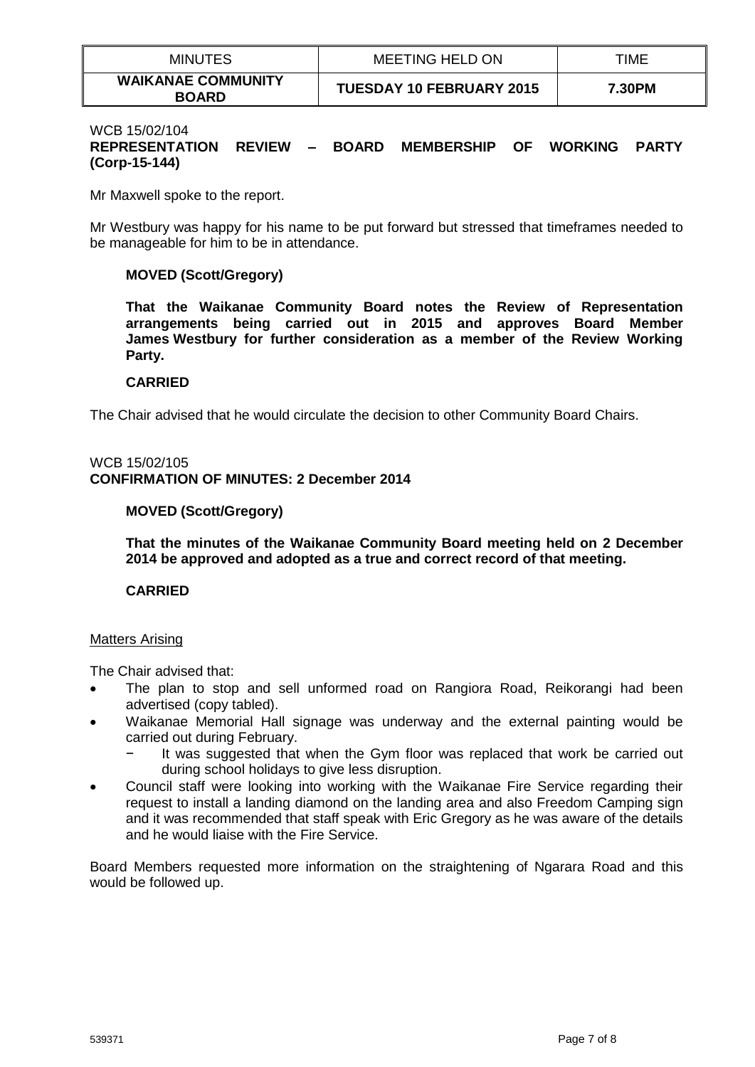WCB 15/02/104

**REPRESENTATION REVIEW – BOARD MEMBERSHIP OF WORKING PARTY (Corp-15-144)**

Mr Maxwell spoke to the report.

Mr Westbury was happy for his name to be put forward but stressed that timeframes needed to be manageable for him to be in attendance.

**MOVED (Scott/Gregory)**

**That the Waikanae Community Board notes the Review of Representation arrangements being carried out in 2015 and approves Board Member James Westbury for further consideration as a member of the Review Working Party.**

**CARRIED**

The Chair advised that he would circulate the decision to other Community Board Chairs.

WCB 15/02/105

**CONFIRMATION OF MINUTES: 2 December 2014**

**MOVED (Scott/Gregory)**

**That the minutes of the Waikanae Community Board meeting held on 2 December 2014 be approved and adopted as a true and correct record of that meeting.**

**CARRIED**

Matters Arising

The Chair advised that:

- The plan to stop and sell unformed road on Rangiora Road, Reikorangi had been advertised (copy tabled).
- Waikanae Memorial Hall signage was underway and the external painting would be carried out during February.
  - It was suggested that when the Gym floor was replaced that work be carried out during school holidays to give less disruption.
- Council staff were looking into working with the Waikanae Fire Service regarding their request to install a landing diamond on the landing area and also Freedom Camping sign and it was recommended that staff speak with Eric Gregory as he was aware of the details and he would liaise with the Fire Service.

Board Members requested more information on the straightening of Ngarara Road and this would be followed up.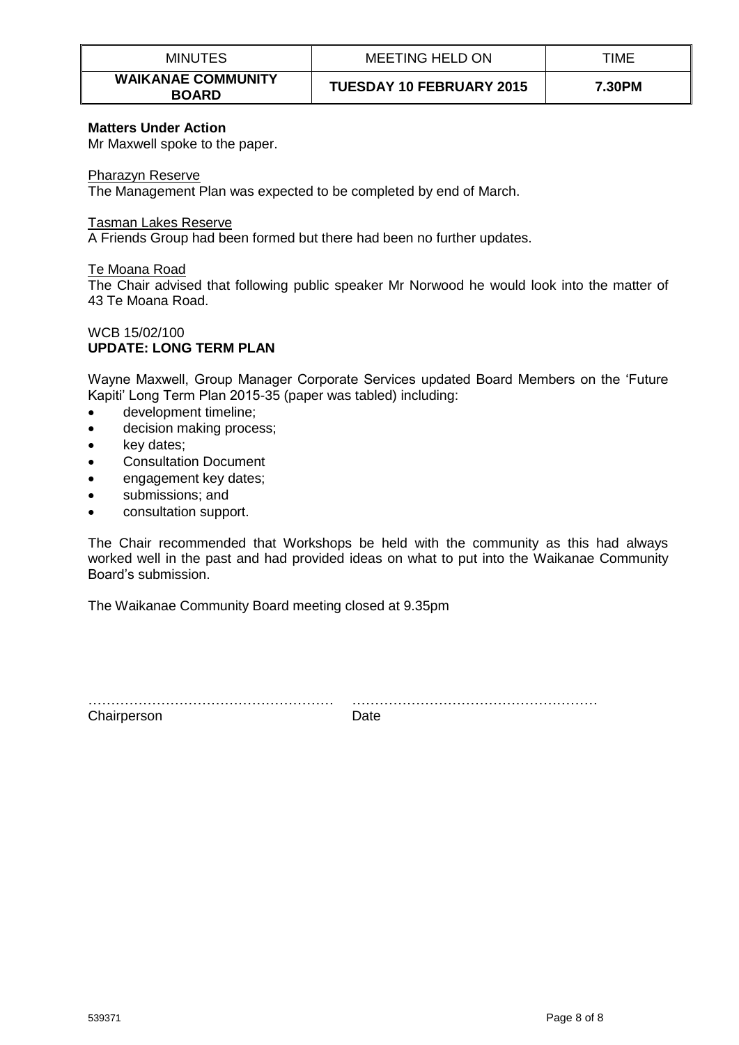**Matters Under Action**
Mr Maxwell spoke to the paper.

Pharazyn Reserve
The Management Plan was expected to be completed by end of March.

Tasman Lakes Reserve
A Friends Group had been formed but there had been no further updates.

Te Moana Road
The Chair advised that following public speaker Mr Norwood he would look into the matter of 43 Te Moana Road.

WCB 15/02/100
**UPDATE: LONG TERM PLAN**

Wayne Maxwell, Group Manager Corporate Services updated Board Members on the 'Future Kapiti' Long Term Plan 2015-35 (paper was tabled) including:

- development timeline;
- decision making process;
- key dates;
- Consultation Document
- engagement key dates;
- submissions; and
- consultation support.

The Chair recommended that Workshops be held with the community as this had always worked well in the past and had provided ideas on what to put into the Waikanae Community Board's submission.

The Waikanae Community Board meeting closed at 9.35pm

……………………………………………… ………………………………………………
Chairperson Date